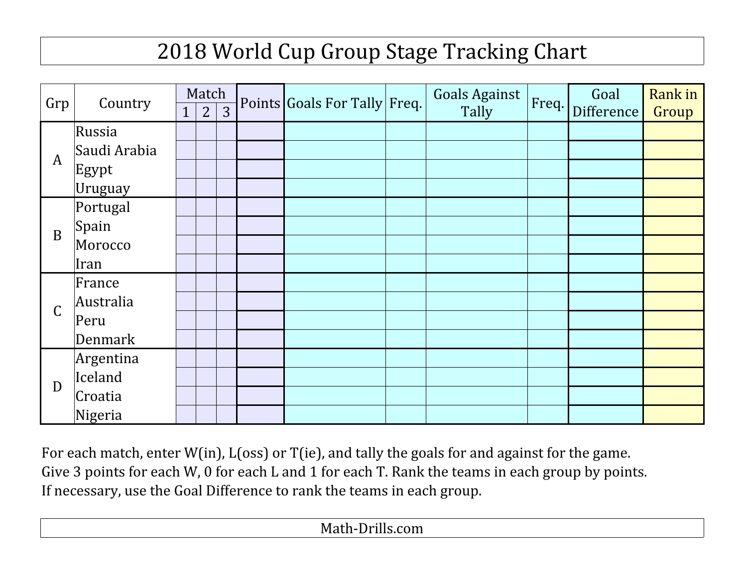# 2018 World Cup Group Stage Tracking Chart

| Grp | Country | Match | | | Points | Goals For Tally | Freq. | Goals Against Tally | Freq. | Goal Difference | Rank in Group |
|---|---|---|---|---|---|---|---|---|---|---|---|
| | | 1 | 2 | 3 | | | | | | | |
| A | Russia | | | | | | | | | | |
| | Saudi Arabia | | | | | | | | | | |
| | Egypt | | | | | | | | | | |
| | Uruguay | | | | | | | | | | |
| B | Portugal | | | | | | | | | | |
| | Spain | | | | | | | | | | |
| | Morocco | | | | | | | | | | |
| | Iran | | | | | | | | | | |
| C | France | | | | | | | | | | |
| | Australia | | | | | | | | | | |
| | Peru | | | | | | | | | | |
| | Denmark | | | | | | | | | | |
| D | Argentina | | | | | | | | | | |
| | Iceland | | | | | | | | | | |
| | Croatia | | | | | | | | | | |
| | Nigeria | | | | | | | | | | |

For each match, enter W(in), L(oss) or T(ie), and tally the goals for and against for the game.
Give 3 points for each W, 0 for each L and 1 for each T. Rank the teams in each group by points.
If necessary, use the Goal Difference to rank the teams in each group.

Math-Drills.com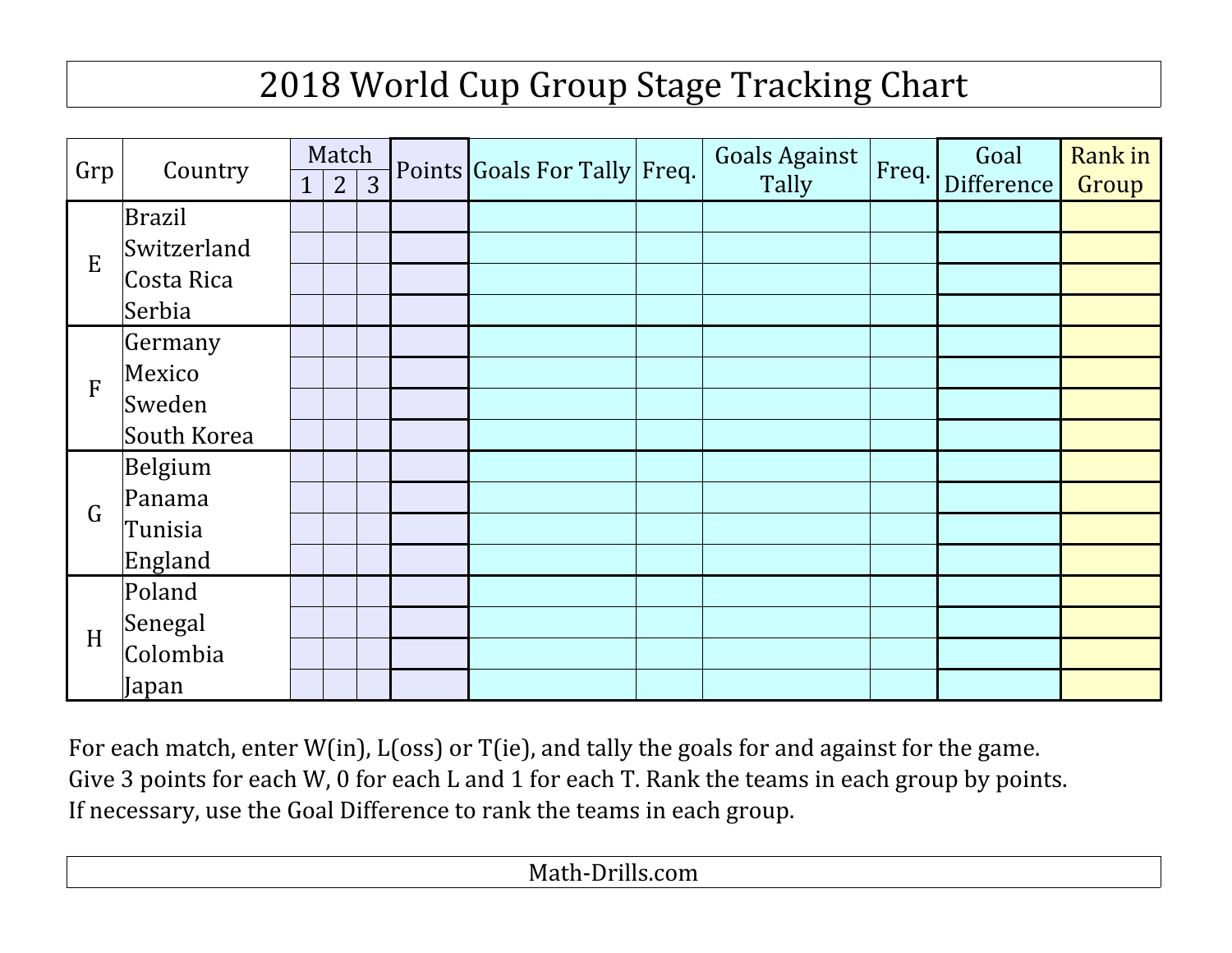# 2018 World Cup Group Stage Tracking Chart

| Grp | Country | Match | | | Points | Goals For Tally | Freq. | Goals Against Tally | Freq. | Goal Difference | Rank in Group |
|---|---|---|---|---|---|---|---|---|---|---|---|
| | | 1 | 2 | 3 | | | | | | | |
| E | Brazil | | | | | | | | | | |
| | Switzerland | | | | | | | | | | |
| | Costa Rica | | | | | | | | | | |
| | Serbia | | | | | | | | | | |
| F | Germany | | | | | | | | | | |
| | Mexico | | | | | | | | | | |
| | Sweden | | | | | | | | | | |
| | South Korea | | | | | | | | | | |
| G | Belgium | | | | | | | | | | |
| | Panama | | | | | | | | | | |
| | Tunisia | | | | | | | | | | |
| | England | | | | | | | | | | |
| H | Poland | | | | | | | | | | |
| | Senegal | | | | | | | | | | |
| | Colombia | | | | | | | | | | |
| | Japan | | | | | | | | | | |

For each match, enter W(in), L(oss) or T(ie), and tally the goals for and against for the game.
Give 3 points for each W, 0 for each L and 1 for each T. Rank the teams in each group by points.
If necessary, use the Goal Difference to rank the teams in each group.

Math-Drills.com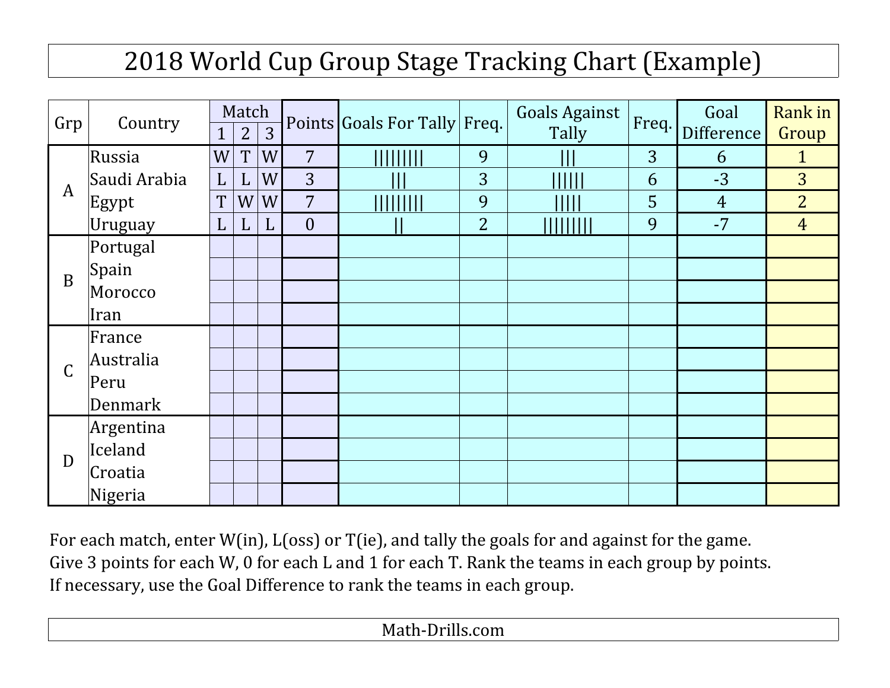# 2018 World Cup Group Stage Tracking Chart (Example)

| Grp | Country | Match | | | Points | Goals For Tally | Freq. | Goals Against Tally | Freq. | Goal Difference | Rank in Group |
|---|---|---|---|---|---|---|---|---|---|---|---|
| | | 1 | 2 | 3 | | | | | | | |
| A | Russia | W | T | W | 7 | ||||||||| | 9 | ||| | 3 | 6 | 1 |
| | Saudi Arabia | L | L | W | 3 | ||| | 3 | |||||| | 6 | -3 | 3 |
| | Egypt | T | W | W | 7 | ||||||||| | 9 | ||||| | 5 | 4 | 2 |
| | Uruguay | L | L | L | 0 | || | 2 | ||||||||| | 9 | -7 | 4 |
| B | Portugal | | | | | | | | | | |
| | Spain | | | | | | | | | | |
| | Morocco | | | | | | | | | | |
| | Iran | | | | | | | | | | |
| C | France | | | | | | | | | | |
| | Australia | | | | | | | | | | |
| | Peru | | | | | | | | | | |
| | Denmark | | | | | | | | | | |
| D | Argentina | | | | | | | | | | |
| | Iceland | | | | | | | | | | |
| | Croatia | | | | | | | | | | |
| | Nigeria | | | | | | | | | | |

For each match, enter W(in), L(oss) or T(ie), and tally the goals for and against for the game.
Give 3 points for each W, 0 for each L and 1 for each T. Rank the teams in each group by points.
If necessary, use the Goal Difference to rank the teams in each group.

Math-Drills.com